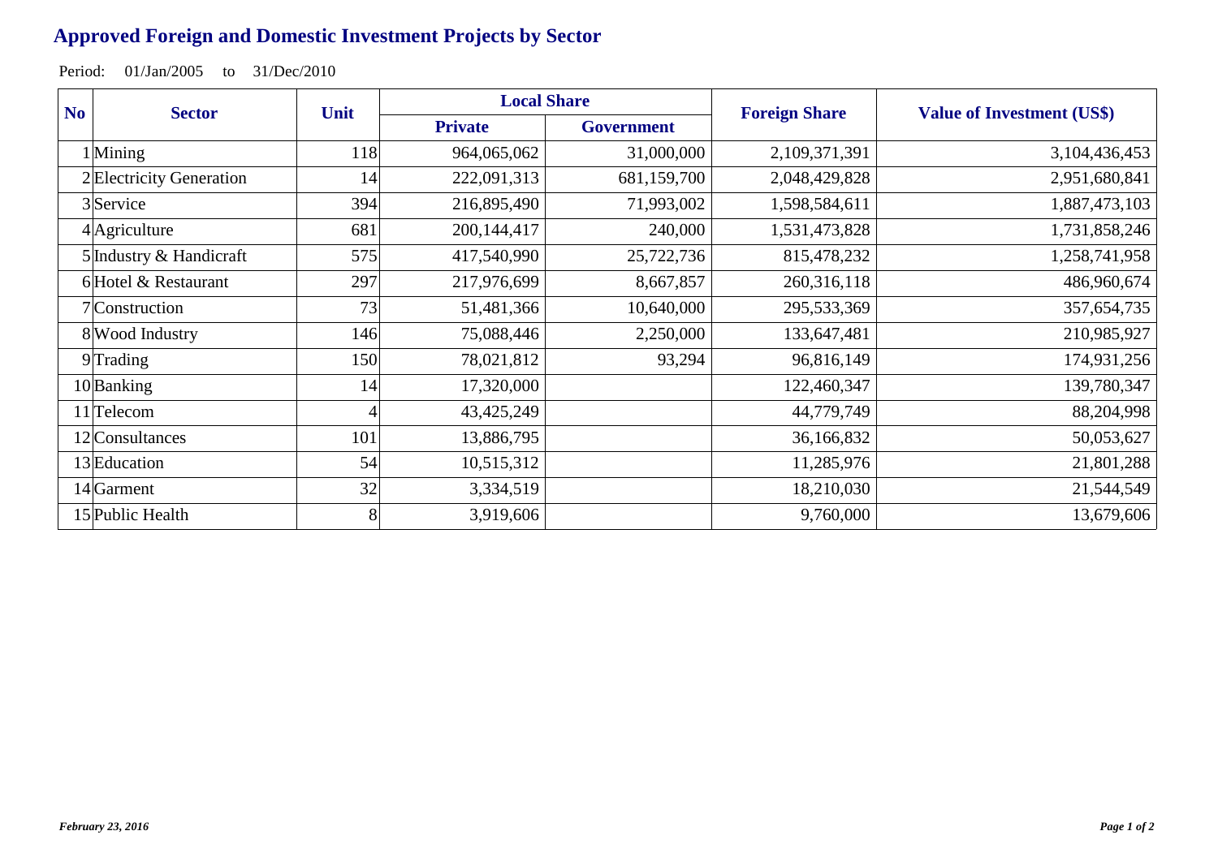# Approved Foreign and Domestic Investment Projects by Sector

Period: 01/Jan/2005 to 31/Dec/2010

| No | Sector | Unit | Local Share | | Foreign Share | Value of Investment (US$) |
|---|---|---|---|---|---|---|
| | | | Private | Government | | |
| 1 | Mining | 118 | 964,065,062 | 31,000,000 | 2,109,371,391 | 3,104,436,453 |
| 2 | Electricity Generation | 14 | 222,091,313 | 681,159,700 | 2,048,429,828 | 2,951,680,841 |
| 3 | Service | 394 | 216,895,490 | 71,993,002 | 1,598,584,611 | 1,887,473,103 |
| 4 | Agriculture | 681 | 200,144,417 | 240,000 | 1,531,473,828 | 1,731,858,246 |
| 5 | Industry & Handicraft | 575 | 417,540,990 | 25,722,736 | 815,478,232 | 1,258,741,958 |
| 6 | Hotel & Restaurant | 297 | 217,976,699 | 8,667,857 | 260,316,118 | 486,960,674 |
| 7 | Construction | 73 | 51,481,366 | 10,640,000 | 295,533,369 | 357,654,735 |
| 8 | Wood Industry | 146 | 75,088,446 | 2,250,000 | 133,647,481 | 210,985,927 |
| 9 | Trading | 150 | 78,021,812 | 93,294 | 96,816,149 | 174,931,256 |
| 10 | Banking | 14 | 17,320,000 | | 122,460,347 | 139,780,347 |
| 11 | Telecom | 4 | 43,425,249 | | 44,779,749 | 88,204,998 |
| 12 | Consultances | 101 | 13,886,795 | | 36,166,832 | 50,053,627 |
| 13 | Education | 54 | 10,515,312 | | 11,285,976 | 21,801,288 |
| 14 | Garment | 32 | 3,334,519 | | 18,210,030 | 21,544,549 |
| 15 | Public Health | 8 | 3,919,606 | | 9,760,000 | 13,679,606 |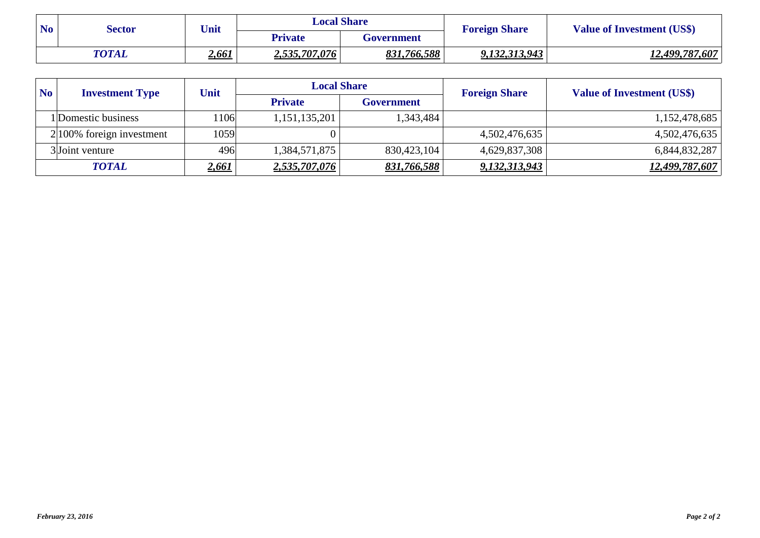| No | Sector | Unit | Local Share | | Foreign Share | Value of Investment (US$) |
|---|---|---|---|---|---|---|
| | | | Private | Government | | |
| ***TOTAL*** | | ***2,661*** | ***2,535,707,076*** | ***831,766,588*** | ***9,132,313,943*** | ***12,499,787,607*** |

| No | Investment Type | Unit | Local Share | | Foreign Share | Value of Investment (US$) |
|---|---|---|---|---|---|---|
| | | | Private | Government | | |
| 1 | Domestic business | 1106 | 1,151,135,201 | 1,343,484 | | 1,152,478,685 |
| 2 | 100% foreign investment | 1059 | 0 | | 4,502,476,635 | 4,502,476,635 |
| 3 | Joint venture | 496 | 1,384,571,875 | 830,423,104 | 4,629,837,308 | 6,844,832,287 |
| ***TOTAL*** | | ***2,661*** | ***2,535,707,076*** | ***831,766,588*** | ***9,132,313,943*** | ***12,499,787,607*** |

*February 23, 2016*